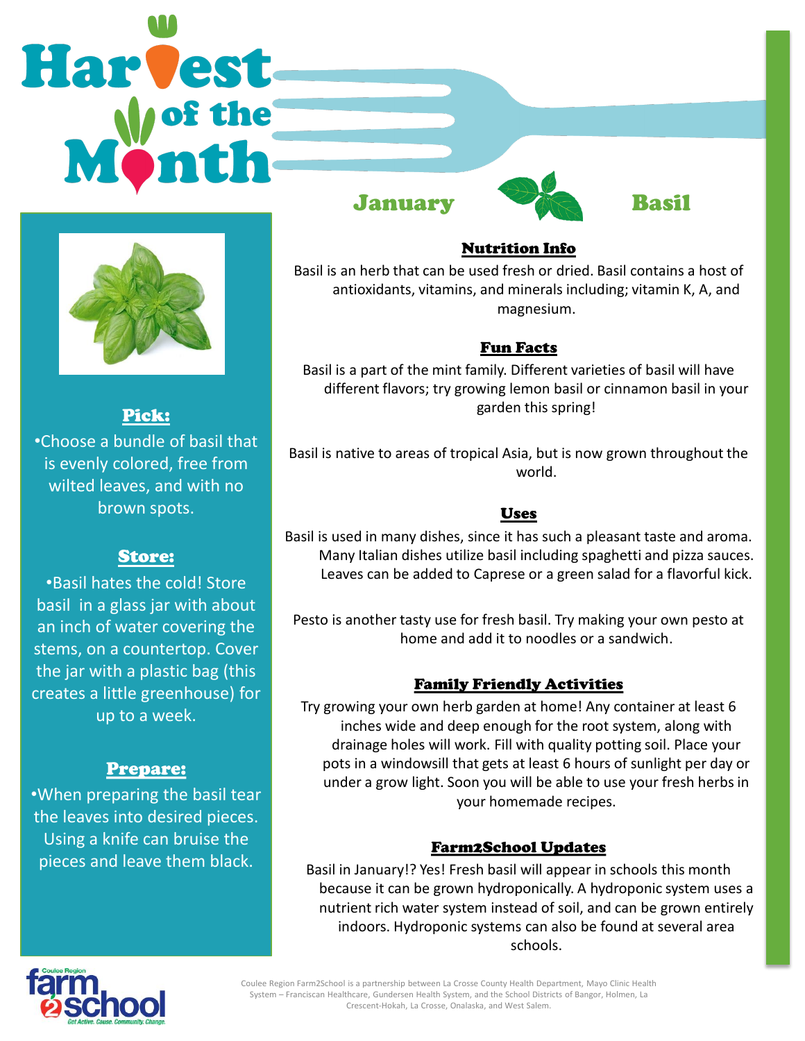# Harvest of the Month

## January — Basil

### Pick:

- Choose a bundle of basil that is evenly colored, free from wilted leaves, and with no brown spots.

### Store:

- Basil hates the cold! Store basil in a glass jar with about an inch of water covering the stems, on a countertop. Cover the jar with a plastic bag (this creates a little greenhouse) for up to a week.

### Prepare:

- When preparing the basil tear the leaves into desired pieces. Using a knife can bruise the pieces and leave them black.

### Nutrition Info

Basil is an herb that can be used fresh or dried. Basil contains a host of antioxidants, vitamins, and minerals including; vitamin K, A, and magnesium.

### Fun Facts

Basil is a part of the mint family. Different varieties of basil will have different flavors; try growing lemon basil or cinnamon basil in your garden this spring!

Basil is native to areas of tropical Asia, but is now grown throughout the world.

### Uses

Basil is used in many dishes, since it has such a pleasant taste and aroma. Many Italian dishes utilize basil including spaghetti and pizza sauces. Leaves can be added to Caprese or a green salad for a flavorful kick.

Pesto is another tasty use for fresh basil. Try making your own pesto at home and add it to noodles or a sandwich.

### Family Friendly Activities

Try growing your own herb garden at home! Any container at least 6 inches wide and deep enough for the root system, along with drainage holes will work. Fill with quality potting soil. Place your pots in a windowsill that gets at least 6 hours of sunlight per day or under a grow light. Soon you will be able to use your fresh herbs in your homemade recipes.

### Farm2School Updates

Basil in January!? Yes! Fresh basil will appear in schools this month because it can be grown hydroponically. A hydroponic system uses a nutrient rich water system instead of soil, and can be grown entirely indoors. Hydroponic systems can also be found at several area schools.

Coulee Region Farm2School is a partnership between La Crosse County Health Department, Mayo Clinic Health System – Franciscan Healthcare, Gundersen Health System, and the School Districts of Bangor, Holmen, La Crescent-Hokah, La Crosse, Onalaska, and West Salem.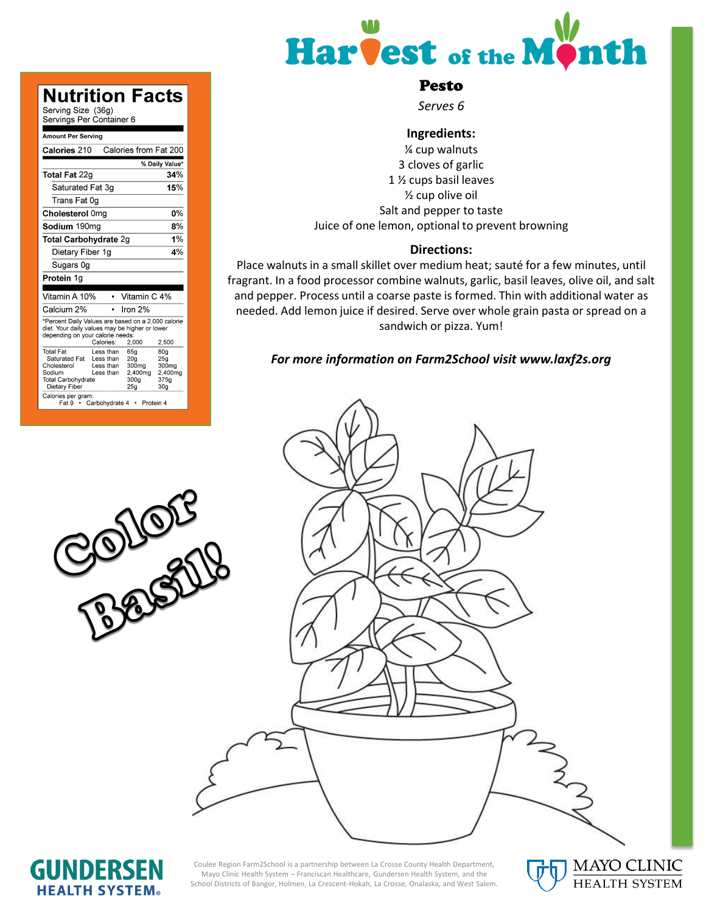# Harvest of the Month

## Pesto

*Serves 6*

### Ingredients:

¼ cup walnuts
3 cloves of garlic
1 ½ cups basil leaves
½ cup olive oil
Salt and pepper to taste
Juice of one lemon, optional to prevent browning

### Directions:

Place walnuts in a small skillet over medium heat; sauté for a few minutes, until fragrant. In a food processor combine walnuts, garlic, basil leaves, olive oil, and salt and pepper. Process until a coarse paste is formed. Thin with additional water as needed. Add lemon juice if desired. Serve over whole grain pasta or spread on a sandwich or pizza. Yum!

***For more information on Farm2School visit www.laxf2s.org***

## Nutrition Facts

Serving Size (36g)
Servings Per Container 6

| Amount Per Serving | |
|---|---|
| **Calories** 210 | Calories from Fat 200 |
| | **% Daily Value*** |
| **Total Fat** 22g | **34%** |
| Saturated Fat 3g | **15%** |
| Trans Fat 0g | |
| **Cholesterol** 0mg | **0%** |
| **Sodium** 190mg | **8%** |
| **Total Carbohydrate** 2g | **1%** |
| Dietary Fiber 1g | **4%** |
| Sugars 0g | |
| **Protein** 1g | |
| Vitamin A 10% | Vitamin C 4% |
| Calcium 2% | Iron 2% |

*Percent Daily Values are based on a 2,000 calorie diet. Your daily values may be higher or lower depending on your calorie needs:

| | | 2,000 | 2,500 |
|---|---|---|---|
| Calories: | | 2,000 | 2,500 |
| Total Fat | Less than | 65g | 80g |
| Saturated Fat | Less than | 20g | 25g |
| Cholesterol | Less than | 300mg | 300mg |
| Sodium | Less than | 2,400mg | 2,400mg |
| Total Carbohydrate | | 300g | 375g |
| Dietary Fiber | | 25g | 30g |

Calories per gram:
Fat 9 • Carbohydrate 4 • Protein 4

**Color Basil!**

Coulee Region Farm2School is a partnership between La Crosse County Health Department, Mayo Clinic Health System – Franciscan Healthcare, Gundersen Health System, and the School Districts of Bangor, Holmen, La Crescent-Hokah, La Crosse, Onalaska, and West Salem.

GUNDERSEN HEALTH SYSTEM®

MAYO CLINIC HEALTH SYSTEM